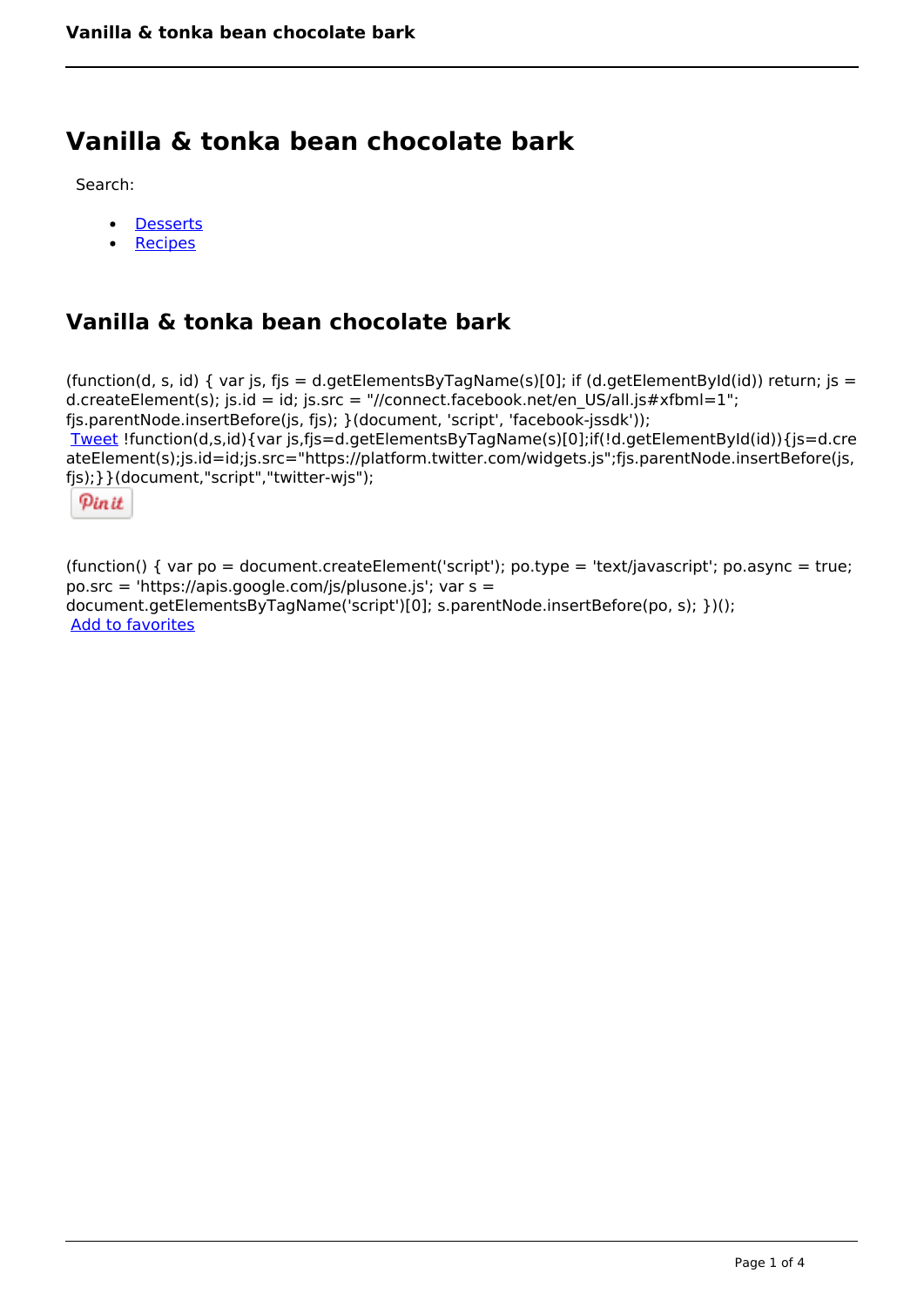# Vanilla & tonka bean chocolate bark

Search:

- [Desserts]
- [Recipes]

## Vanilla & tonka bean chocolate bark

(function(d, s, id) { var js, fjs = d.getElementsByTagName(s)[0]; if (d.getElementById(id)) return; js = d.createElement(s); js.id = id; js.src = "//connect.facebook.net/en_US/all.js#xfbml=1"; fjs.parentNode.insertBefore(js, fjs); }(document, 'script', 'facebook-jssdk'));
Tweet !function(d,s,id){var js,fjs=d.getElementsByTagName(s)[0];if(!d.getElementById(id)){js=d.createElement(s);js.id=id;js.src="https://platform.twitter.com/widgets.js";fjs.parentNode.insertBefore(js,fjs);}}(document,"script","twitter-wjs");

Pin it

(function() { var po = document.createElement('script'); po.type = 'text/javascript'; po.async = true; po.src = 'https://apis.google.com/js/plusone.js'; var s = document.getElementsByTagName('script')[0]; s.parentNode.insertBefore(po, s); })();
Add to favorites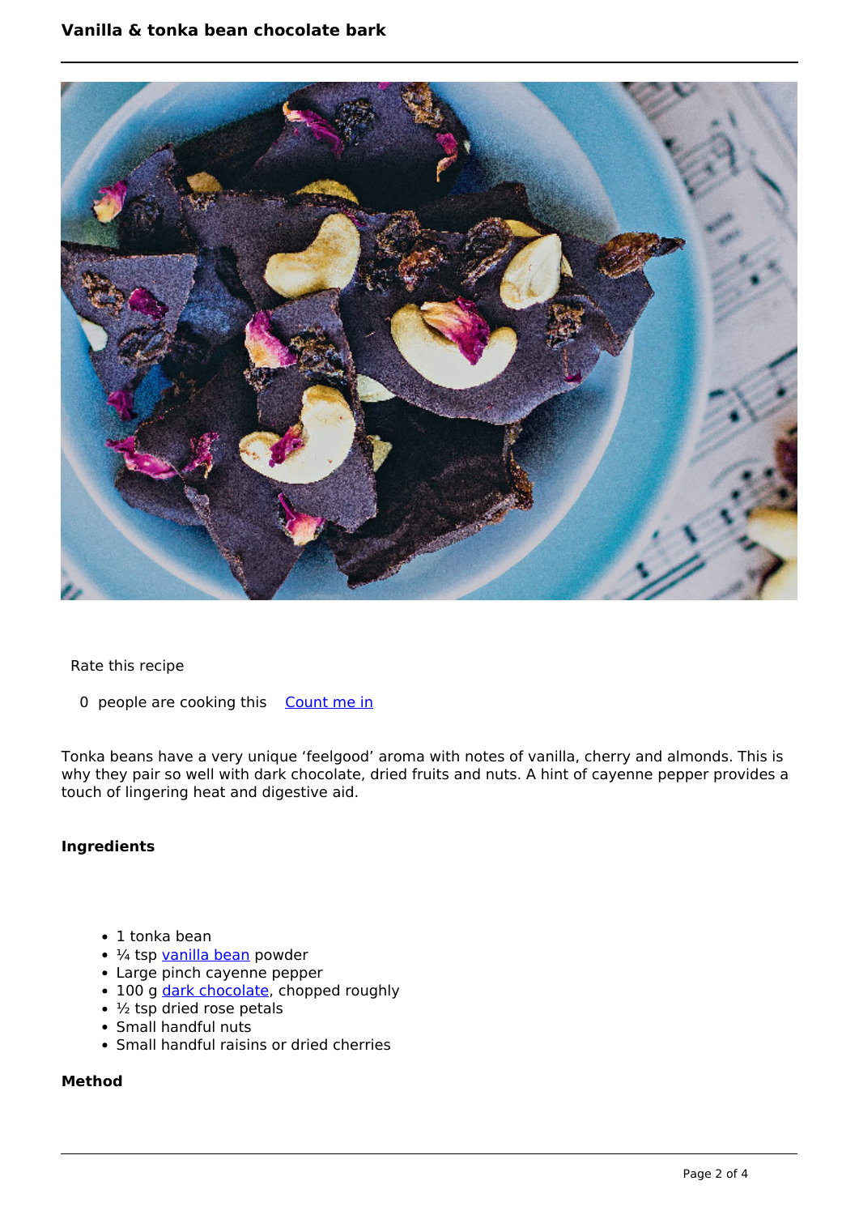# Vanilla & tonka bean chocolate bark

Rate this recipe

0 people are cooking this [Count me in]

Tonka beans have a very unique 'feelgood' aroma with notes of vanilla, cherry and almonds. This is why they pair so well with dark chocolate, dried fruits and nuts. A hint of cayenne pepper provides a touch of lingering heat and digestive aid.

### Ingredients

- 1 tonka bean
- ¼ tsp vanilla bean powder
- Large pinch cayenne pepper
- 100 g dark chocolate, chopped roughly
- ½ tsp dried rose petals
- Small handful nuts
- Small handful raisins or dried cherries

### Method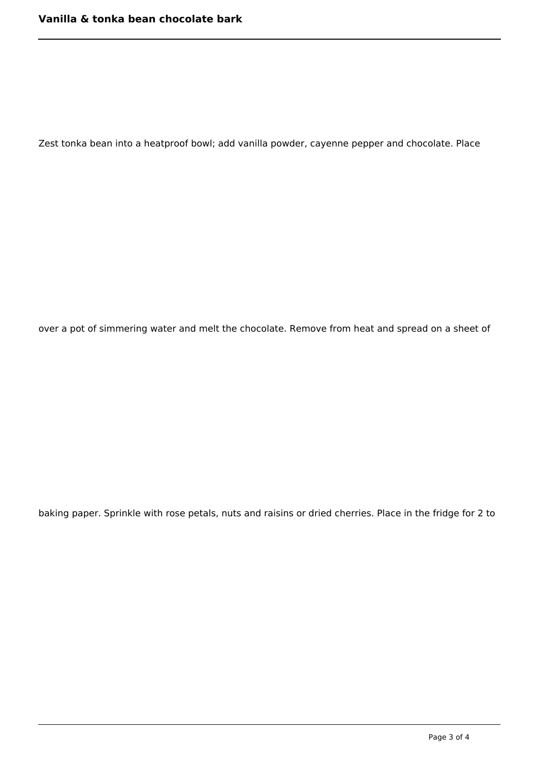Zest tonka bean into a heatproof bowl; add vanilla powder, cayenne pepper and chocolate. Place over a pot of simmering water and melt the chocolate. Remove from heat and spread on a sheet of baking paper. Sprinkle with rose petals, nuts and raisins or dried cherries. Place in the fridge for 2 to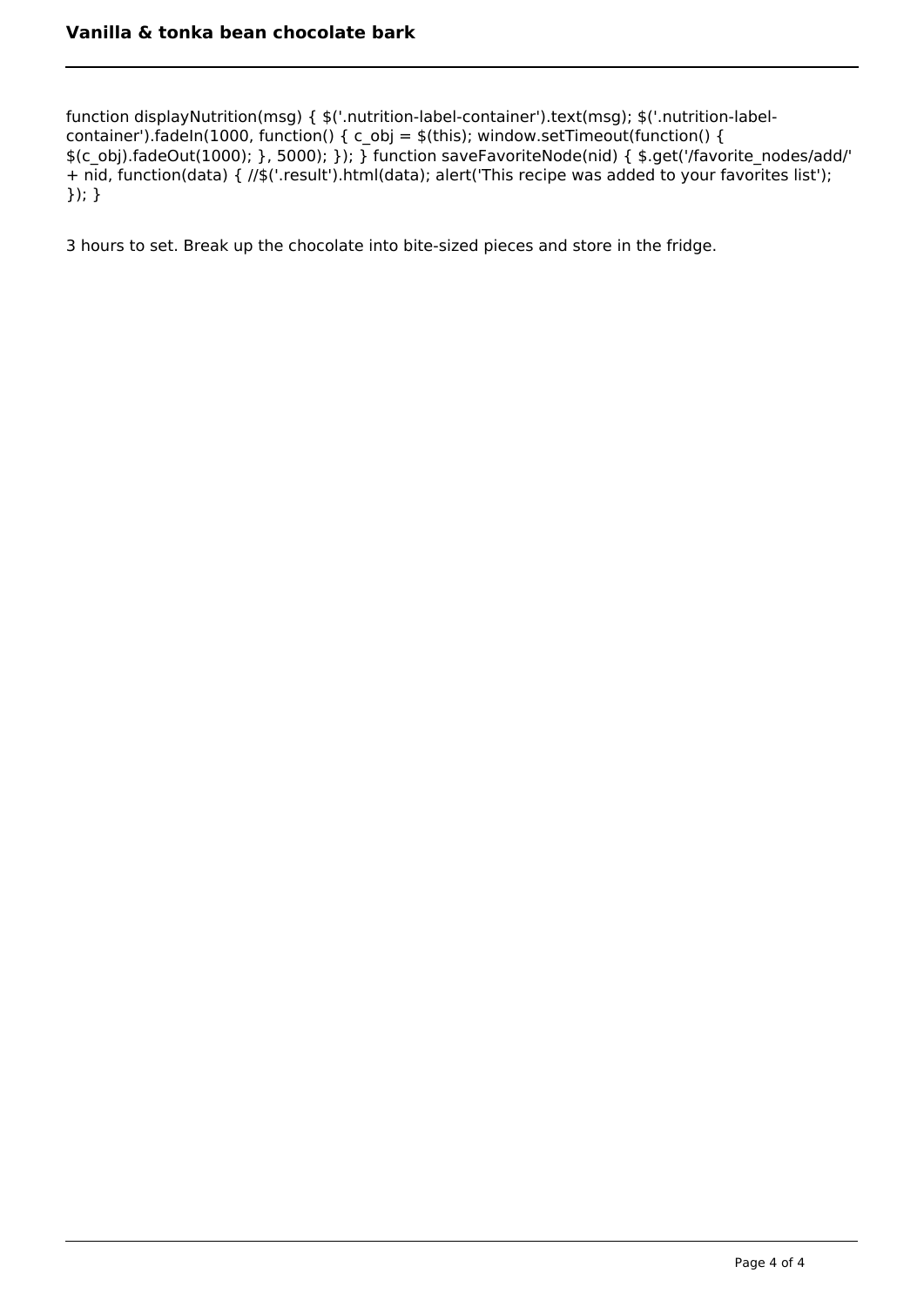```
function displayNutrition(msg) { $('.nutrition-label-container').text(msg); $('.nutrition-label-container').fadeIn(1000, function() { c_obj = $(this); window.setTimeout(function() { $(c_obj).fadeOut(1000); }, 5000); }); } function saveFavoriteNode(nid) { $.get('/favorite_nodes/add/' + nid, function(data) { //$('.result').html(data); alert('This recipe was added to your favorites list'); }); }
```

3 hours to set. Break up the chocolate into bite-sized pieces and store in the fridge.